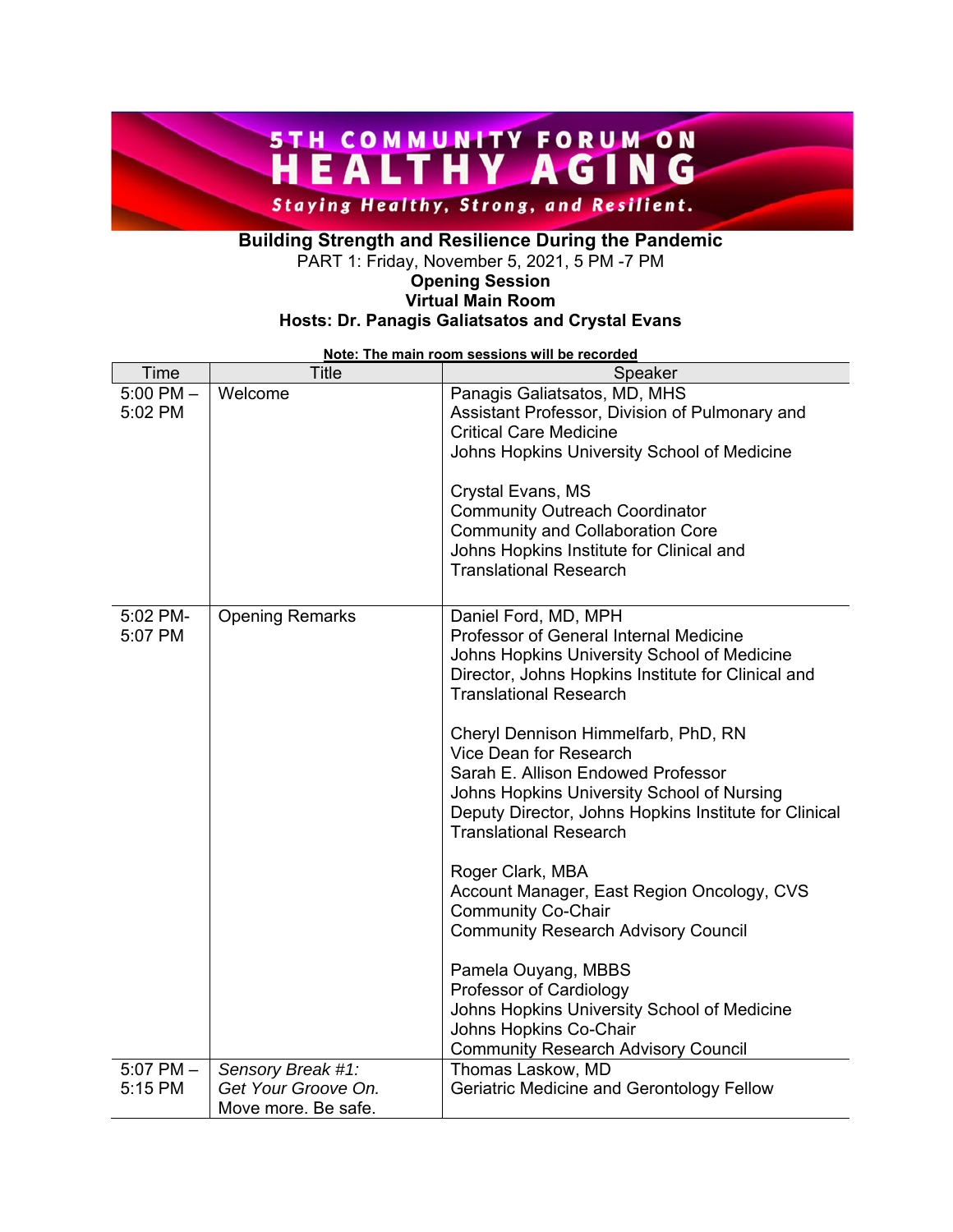# 5TH COMMUNITY FORUM ON HEALTHY AGING

*Staying Healthy, Strong, and Resilient.*

**Building Strength and Resilience During the Pandemic**

PART 1: Friday, November 5, 2021, 5 PM -7 PM

**Opening Session**

**Virtual Main Room**

**Hosts: Dr. Panagis Galiatsatos and Crystal Evans**

**Note: The main room sessions will be recorded**

| Time | Title | Speaker |
|---|---|---|
| 5:00 PM – 5:02 PM | Welcome | Panagis Galiatsatos, MD, MHS<br>Assistant Professor, Division of Pulmonary and Critical Care Medicine<br>Johns Hopkins University School of Medicine<br><br>Crystal Evans, MS<br>Community Outreach Coordinator<br>Community and Collaboration Core<br>Johns Hopkins Institute for Clinical and Translational Research |
| 5:02 PM- 5:07 PM | Opening Remarks | Daniel Ford, MD, MPH<br>Professor of General Internal Medicine<br>Johns Hopkins University School of Medicine<br>Director, Johns Hopkins Institute for Clinical and Translational Research<br><br>Cheryl Dennison Himmelfarb, PhD, RN<br>Vice Dean for Research<br>Sarah E. Allison Endowed Professor<br>Johns Hopkins University School of Nursing<br>Deputy Director, Johns Hopkins Institute for Clinical Translational Research<br><br>Roger Clark, MBA<br>Account Manager, East Region Oncology, CVS<br>Community Co-Chair<br>Community Research Advisory Council<br><br>Pamela Ouyang, MBBS<br>Professor of Cardiology<br>Johns Hopkins University School of Medicine<br>Johns Hopkins Co-Chair<br>Community Research Advisory Council |
| 5:07 PM – 5:15 PM | *Sensory Break #1: Get Your Groove On.* Move more. Be safe. | Thomas Laskow, MD<br>Geriatric Medicine and Gerontology Fellow |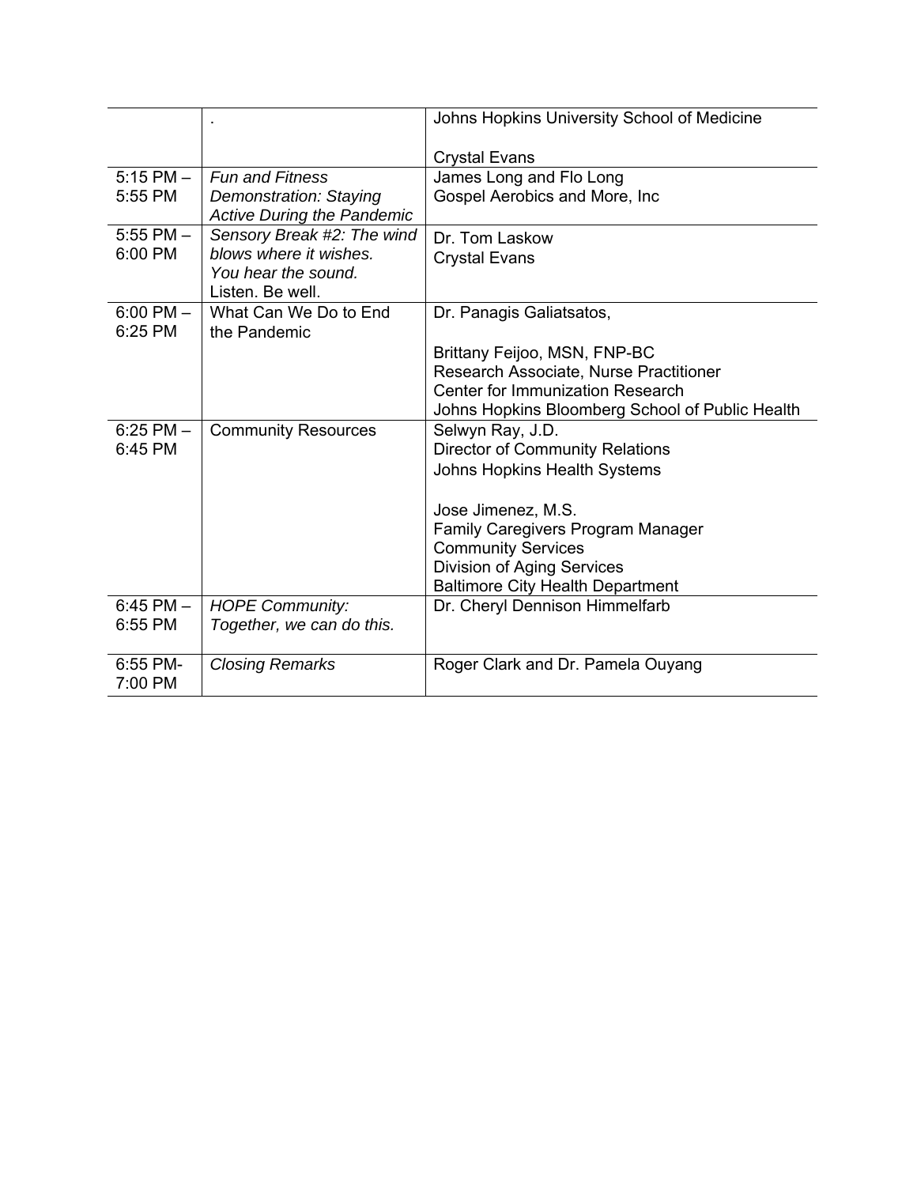| | | |
|---|---|---|
| | . | Johns Hopkins University School of Medicine<br><br>Crystal Evans |
| 5:15 PM – 5:55 PM | *Fun and Fitness Demonstration: Staying Active During the Pandemic* | James Long and Flo Long<br>Gospel Aerobics and More, Inc |
| 5:55 PM – 6:00 PM | *Sensory Break #2: The wind blows where it wishes. You hear the sound.* Listen. Be well. | Dr. Tom Laskow<br>Crystal Evans |
| 6:00 PM – 6:25 PM | What Can We Do to End the Pandemic | Dr. Panagis Galiatsatos,<br><br>Brittany Feijoo, MSN, FNP-BC<br>Research Associate, Nurse Practitioner<br>Center for Immunization Research<br>Johns Hopkins Bloomberg School of Public Health |
| 6:25 PM – 6:45 PM | Community Resources | Selwyn Ray, J.D.<br>Director of Community Relations<br>Johns Hopkins Health Systems<br><br>Jose Jimenez, M.S.<br>Family Caregivers Program Manager<br>Community Services<br>Division of Aging Services<br>Baltimore City Health Department |
| 6:45 PM – 6:55 PM | *HOPE Community: Together, we can do this.* | Dr. Cheryl Dennison Himmelfarb |
| 6:55 PM- 7:00 PM | *Closing Remarks* | Roger Clark and Dr. Pamela Ouyang |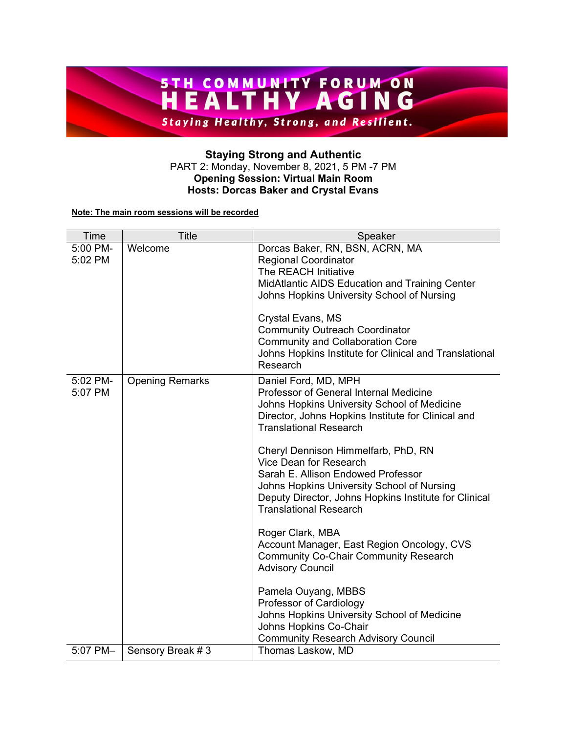# 5TH COMMUNITY FORUM ON HEALTHY AGING

*Staying Healthy, Strong, and Resilient.*

**Staying Strong and Authentic**
PART 2: Monday, November 8, 2021, 5 PM -7 PM
**Opening Session: Virtual Main Room**
**Hosts: Dorcas Baker and Crystal Evans**

**Note: The main room sessions will be recorded**

| Time | Title | Speaker |
|---|---|---|
| 5:00 PM-5:02 PM | Welcome | Dorcas Baker, RN, BSN, ACRN, MA<br>Regional Coordinator<br>The REACH Initiative<br>MidAtlantic AIDS Education and Training Center<br>Johns Hopkins University School of Nursing<br><br>Crystal Evans, MS<br>Community Outreach Coordinator<br>Community and Collaboration Core<br>Johns Hopkins Institute for Clinical and Translational Research |
| 5:02 PM-5:07 PM | Opening Remarks | Daniel Ford, MD, MPH<br>Professor of General Internal Medicine<br>Johns Hopkins University School of Medicine<br>Director, Johns Hopkins Institute for Clinical and Translational Research<br><br>Cheryl Dennison Himmelfarb, PhD, RN<br>Vice Dean for Research<br>Sarah E. Allison Endowed Professor<br>Johns Hopkins University School of Nursing<br>Deputy Director, Johns Hopkins Institute for Clinical Translational Research<br><br>Roger Clark, MBA<br>Account Manager, East Region Oncology, CVS<br>Community Co-Chair Community Research Advisory Council<br><br>Pamela Ouyang, MBBS<br>Professor of Cardiology<br>Johns Hopkins University School of Medicine<br>Johns Hopkins Co-Chair<br>Community Research Advisory Council |
| 5:07 PM– | Sensory Break # 3 | Thomas Laskow, MD |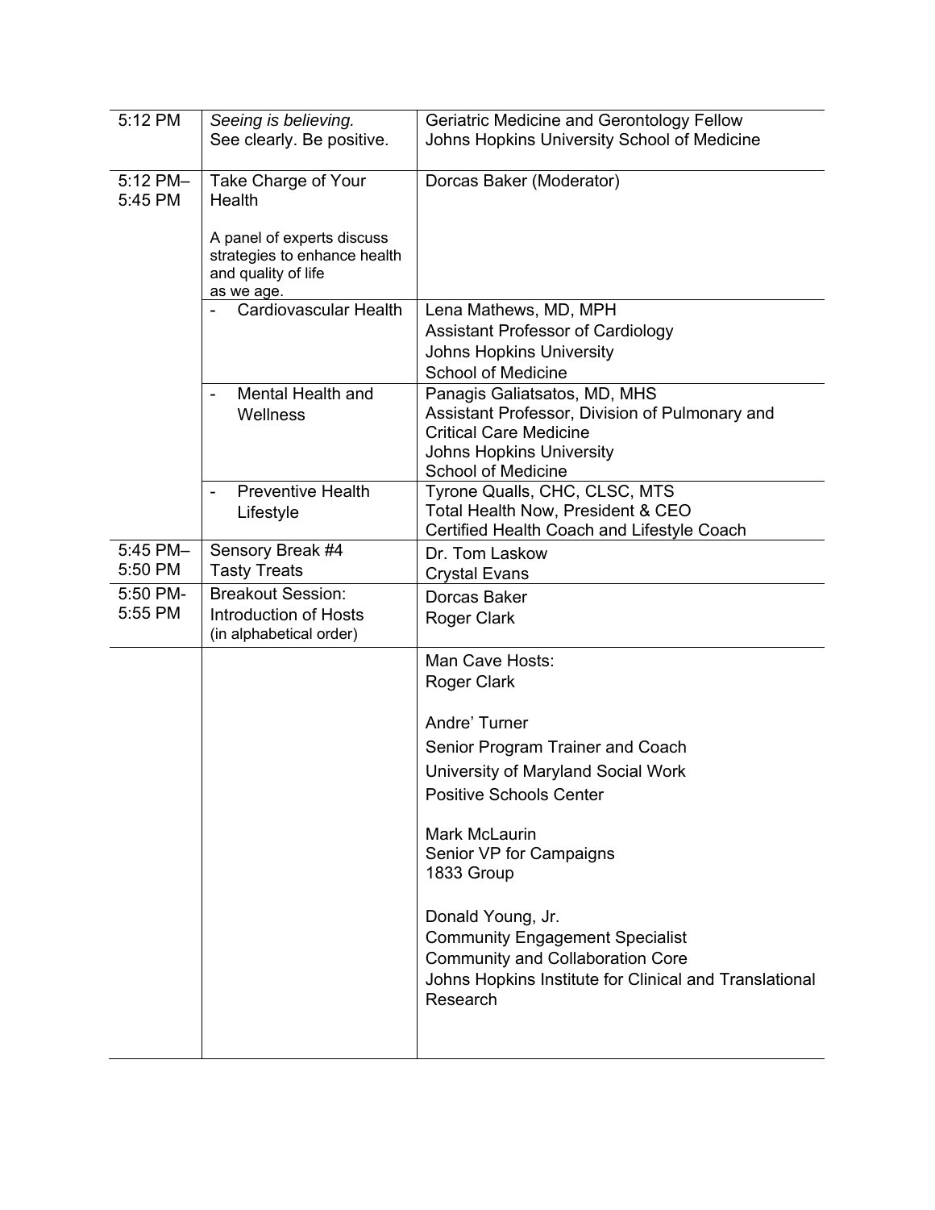| | | |
|---|---|---|
| 5:12 PM | *Seeing is believing.* See clearly. Be positive. | Geriatric Medicine and Gerontology Fellow Johns Hopkins University School of Medicine |
| 5:12 PM–5:45 PM | Take Charge of Your Health<br><br>A panel of experts discuss strategies to enhance health and quality of life as we age. | Dorcas Baker (Moderator) |
| | - Cardiovascular Health | Lena Mathews, MD, MPH<br>Assistant Professor of Cardiology<br>Johns Hopkins University<br>School of Medicine |
| | - Mental Health and Wellness | Panagis Galiatsatos, MD, MHS<br>Assistant Professor, Division of Pulmonary and Critical Care Medicine<br>Johns Hopkins University<br>School of Medicine |
| | - Preventive Health Lifestyle | Tyrone Qualls, CHC, CLSC, MTS<br>Total Health Now, President & CEO<br>Certified Health Coach and Lifestyle Coach |
| 5:45 PM–5:50 PM | Sensory Break #4<br>Tasty Treats | Dr. Tom Laskow<br>Crystal Evans |
| 5:50 PM-5:55 PM | Breakout Session: Introduction of Hosts (in alphabetical order) | Dorcas Baker<br>Roger Clark |
| | | Man Cave Hosts:<br>Roger Clark<br><br>Andre' Turner<br>Senior Program Trainer and Coach<br>University of Maryland Social Work<br>Positive Schools Center<br><br>Mark McLaurin<br>Senior VP for Campaigns<br>1833 Group<br><br>Donald Young, Jr.<br>Community Engagement Specialist<br>Community and Collaboration Core<br>Johns Hopkins Institute for Clinical and Translational Research |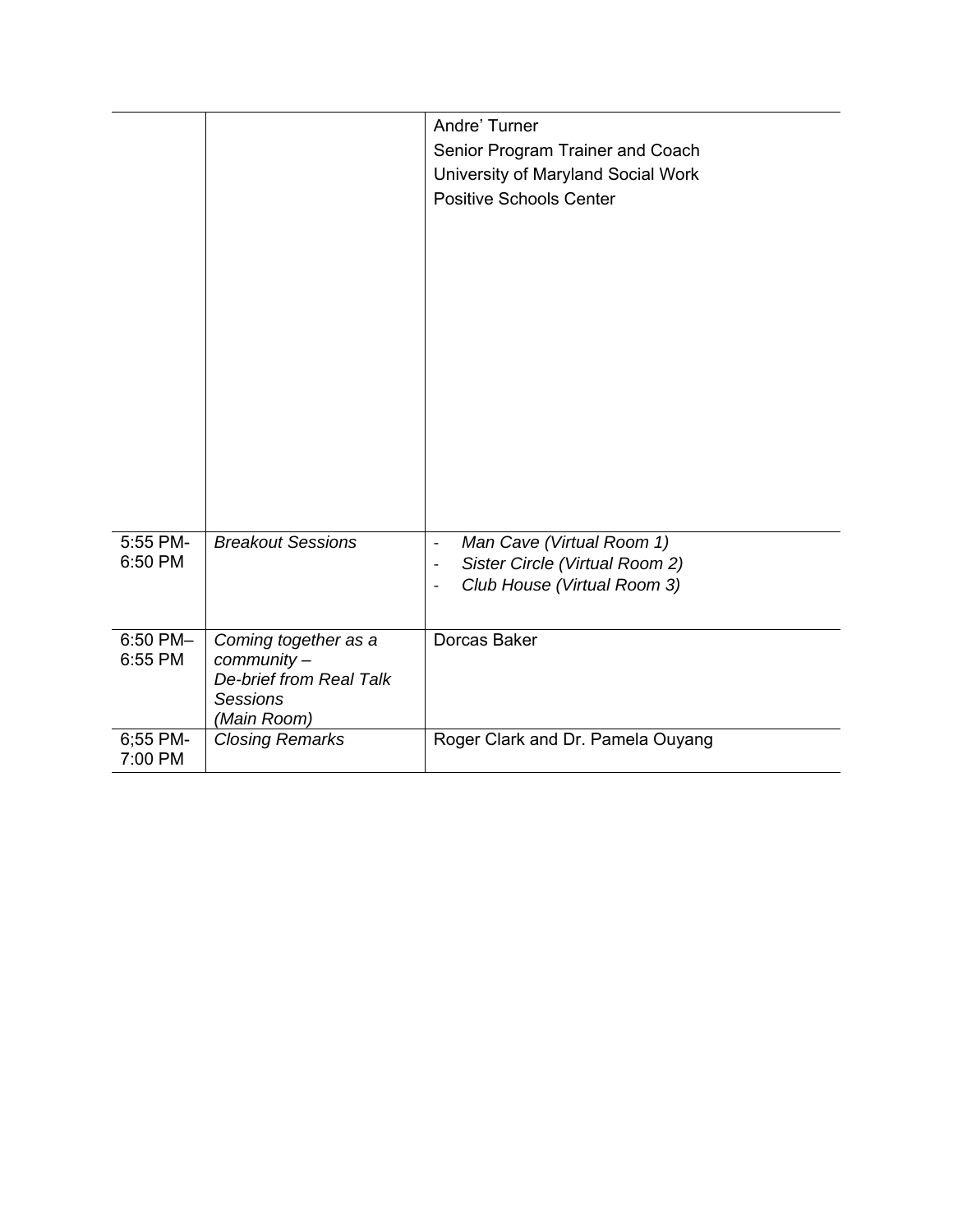| | | |
|---|---|---|
| | | Andre' Turner<br>Senior Program Trainer and Coach<br>University of Maryland Social Work<br>Positive Schools Center |
| 5:55 PM-6:50 PM | *Breakout Sessions* | - *Man Cave (Virtual Room 1)*<br>- *Sister Circle (Virtual Room 2)*<br>- *Club House (Virtual Room 3)* |
| 6:50 PM–6:55 PM | *Coming together as a community –*<br>*De-brief from Real Talk Sessions*<br>*(Main Room)* | Dorcas Baker |
| 6;55 PM-7:00 PM | *Closing Remarks* | Roger Clark and Dr. Pamela Ouyang |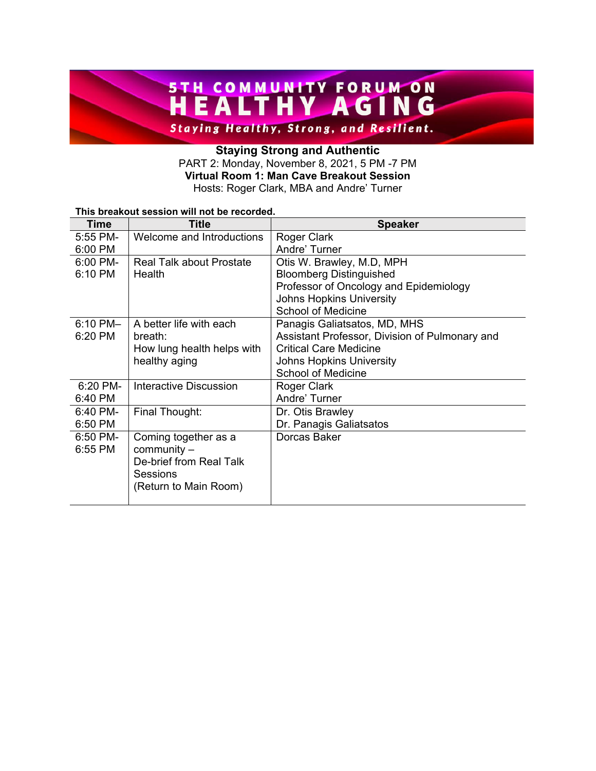# 5TH COMMUNITY FORUM ON HEALTHY AGING

*Staying Healthy, Strong, and Resilient.*

**Staying Strong and Authentic**

PART 2: Monday, November 8, 2021, 5 PM -7 PM

**Virtual Room 1: Man Cave Breakout Session**

Hosts: Roger Clark, MBA and Andre' Turner

**This breakout session will not be recorded.**

| Time | Title | Speaker |
|---|---|---|
| 5:55 PM-6:00 PM | Welcome and Introductions | Roger Clark<br>Andre' Turner |
| 6:00 PM-6:10 PM | Real Talk about Prostate Health | Otis W. Brawley, M.D, MPH<br>Bloomberg Distinguished Professor of Oncology and Epidemiology<br>Johns Hopkins University School of Medicine |
| 6:10 PM–6:20 PM | A better life with each breath:<br>How lung health helps with healthy aging | Panagis Galiatsatos, MD, MHS<br>Assistant Professor, Division of Pulmonary and Critical Care Medicine<br>Johns Hopkins University School of Medicine |
| 6:20 PM-6:40 PM | Interactive Discussion | Roger Clark<br>Andre' Turner |
| 6:40 PM-6:50 PM | Final Thought: | Dr. Otis Brawley<br>Dr. Panagis Galiatsatos |
| 6:50 PM-6:55 PM | Coming together as a community –<br>De-brief from Real Talk Sessions<br>(Return to Main Room) | Dorcas Baker |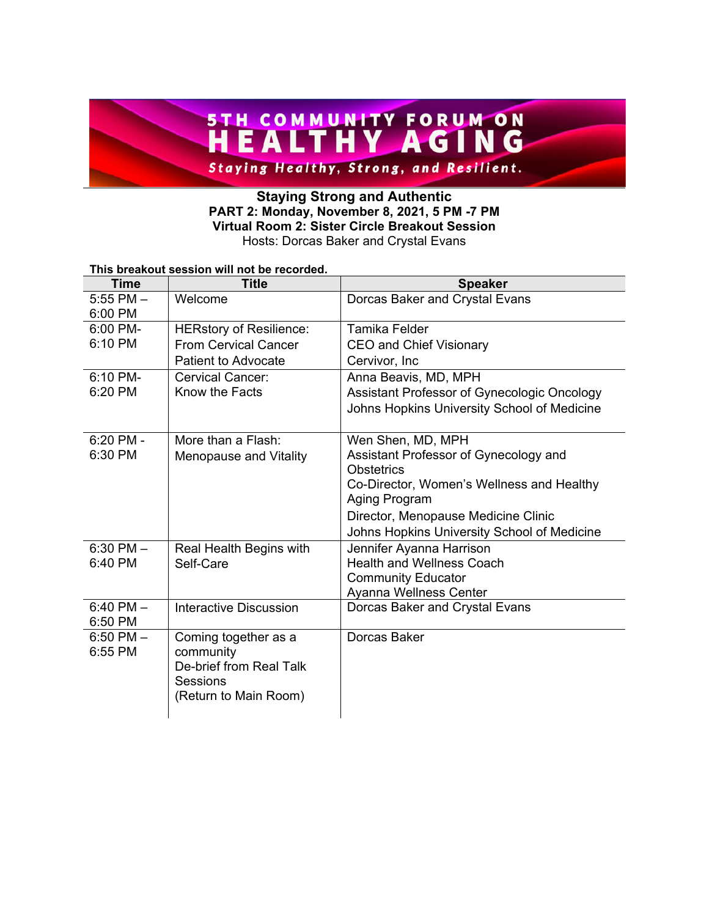# 5TH COMMUNITY FORUM ON HEALTHY AGING

*Staying Healthy, Strong, and Resilient.*

## Staying Strong and Authentic

**PART 2: Monday, November 8, 2021, 5 PM -7 PM**

**Virtual Room 2: Sister Circle Breakout Session**

Hosts: Dorcas Baker and Crystal Evans

**This breakout session will not be recorded.**

| Time | Title | Speaker |
|---|---|---|
| 5:55 PM – 6:00 PM | Welcome | Dorcas Baker and Crystal Evans |
| 6:00 PM- 6:10 PM | HERstory of Resilience: From Cervical Cancer Patient to Advocate | Tamika Felder<br>CEO and Chief Visionary<br>Cervivor, Inc |
| 6:10 PM- 6:20 PM | Cervical Cancer: Know the Facts | Anna Beavis, MD, MPH<br>Assistant Professor of Gynecologic Oncology<br>Johns Hopkins University School of Medicine |
| 6:20 PM - 6:30 PM | More than a Flash: Menopause and Vitality | Wen Shen, MD, MPH<br>Assistant Professor of Gynecology and Obstetrics<br>Co-Director, Women's Wellness and Healthy Aging Program<br>Director, Menopause Medicine Clinic<br>Johns Hopkins University School of Medicine |
| 6:30 PM – 6:40 PM | Real Health Begins with Self-Care | Jennifer Ayanna Harrison<br>Health and Wellness Coach<br>Community Educator<br>Ayanna Wellness Center |
| 6:40 PM – 6:50 PM | Interactive Discussion | Dorcas Baker and Crystal Evans |
| 6:50 PM – 6:55 PM | Coming together as a community<br>De-brief from Real Talk Sessions<br>(Return to Main Room) | Dorcas Baker |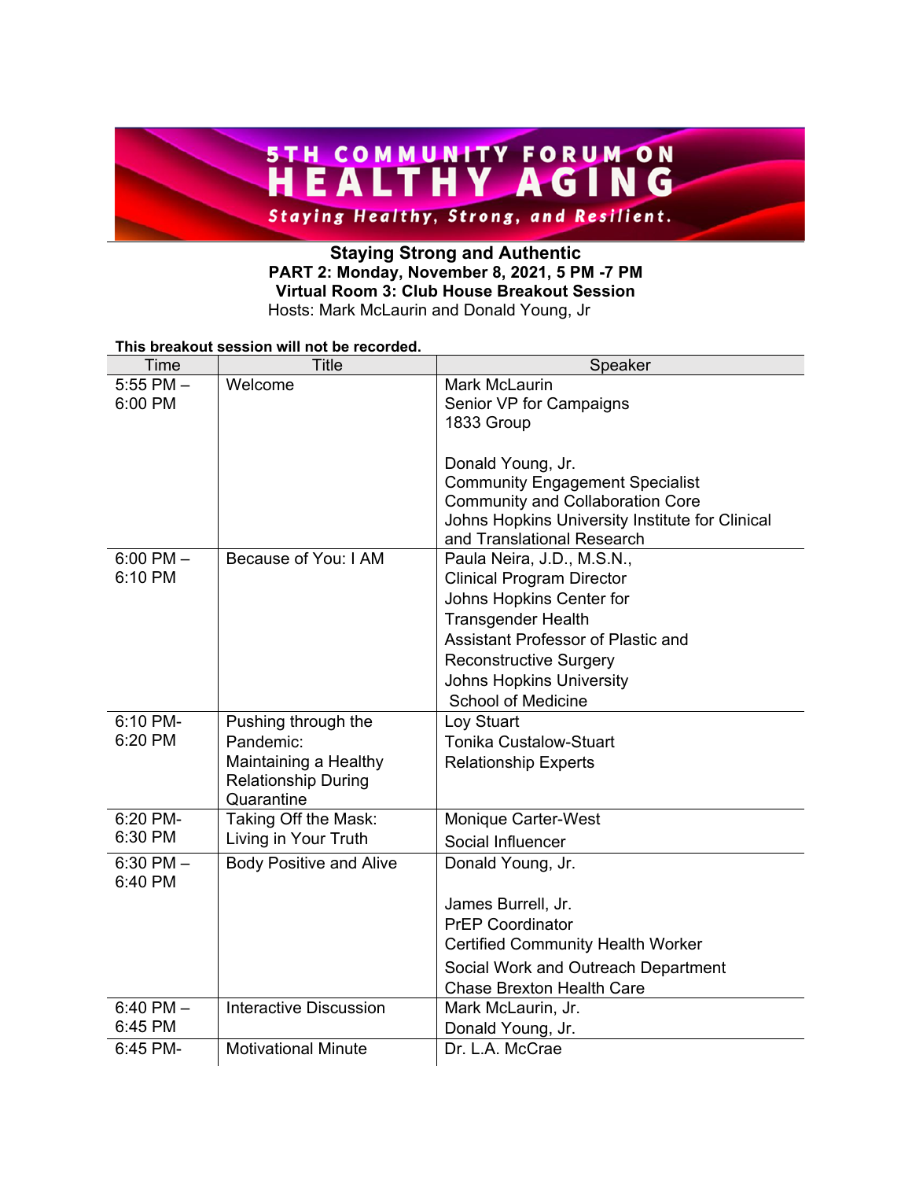# 5TH COMMUNITY FORUM ON HEALTHY AGING

*Staying Healthy, Strong, and Resilient.*

**Staying Strong and Authentic**
**PART 2: Monday, November 8, 2021, 5 PM -7 PM**
**Virtual Room 3: Club House Breakout Session**
Hosts: Mark McLaurin and Donald Young, Jr

**This breakout session will not be recorded.**

| Time | Title | Speaker |
|---|---|---|
| 5:55 PM – 6:00 PM | Welcome | Mark McLaurin<br>Senior VP for Campaigns<br>1833 Group<br><br>Donald Young, Jr.<br>Community Engagement Specialist<br>Community and Collaboration Core<br>Johns Hopkins University Institute for Clinical and Translational Research |
| 6:00 PM – 6:10 PM | Because of You: I AM | Paula Neira, J.D., M.S.N.,<br>Clinical Program Director<br>Johns Hopkins Center for Transgender Health<br>Assistant Professor of Plastic and Reconstructive Surgery<br>Johns Hopkins University School of Medicine |
| 6:10 PM- 6:20 PM | Pushing through the Pandemic: Maintaining a Healthy Relationship During Quarantine | Loy Stuart<br>Tonika Custalow-Stuart<br>Relationship Experts |
| 6:20 PM- 6:30 PM | Taking Off the Mask: Living in Your Truth | Monique Carter-West<br>Social Influencer |
| 6:30 PM – 6:40 PM | Body Positive and Alive | Donald Young, Jr.<br><br>James Burrell, Jr.<br>PrEP Coordinator<br>Certified Community Health Worker<br>Social Work and Outreach Department<br>Chase Brexton Health Care |
| 6:40 PM – 6:45 PM | Interactive Discussion | Mark McLaurin, Jr.<br>Donald Young, Jr. |
| 6:45 PM- | Motivational Minute | Dr. L.A. McCrae |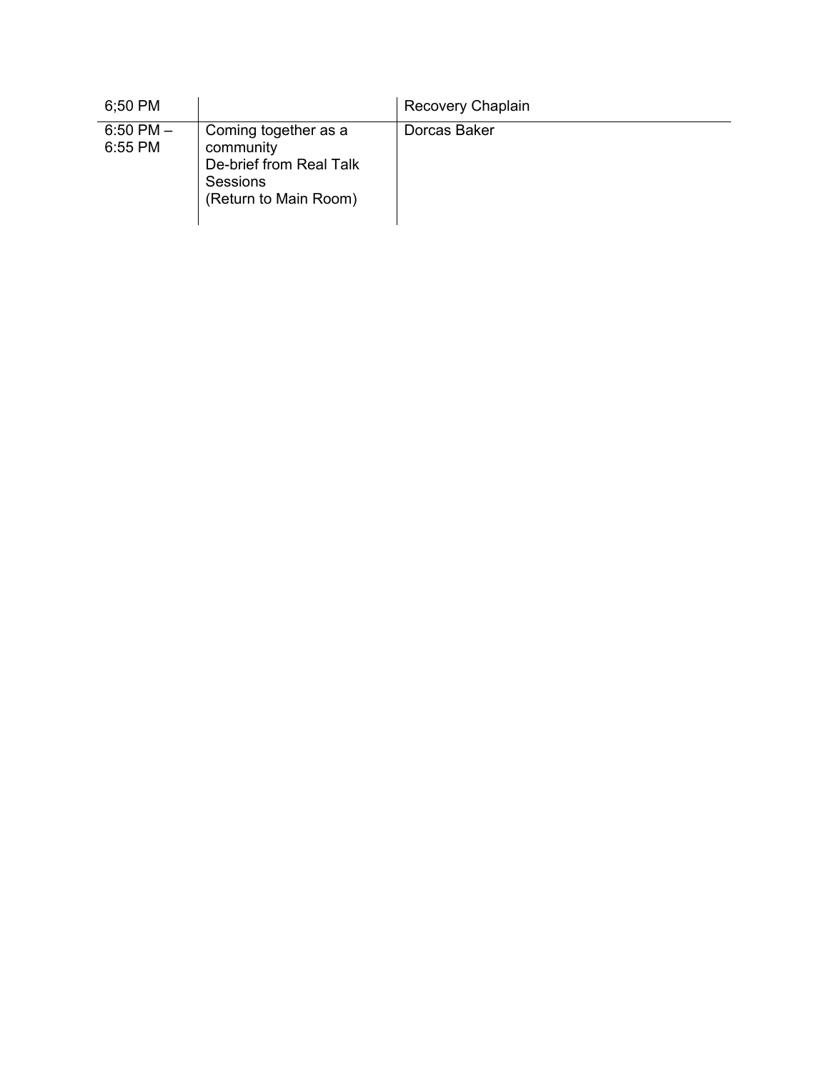| | | |
|---|---|---|
| 6;50 PM | | Recovery Chaplain |
| 6:50 PM – 6:55 PM | Coming together as a community<br>De-brief from Real Talk Sessions<br>(Return to Main Room) | Dorcas Baker |